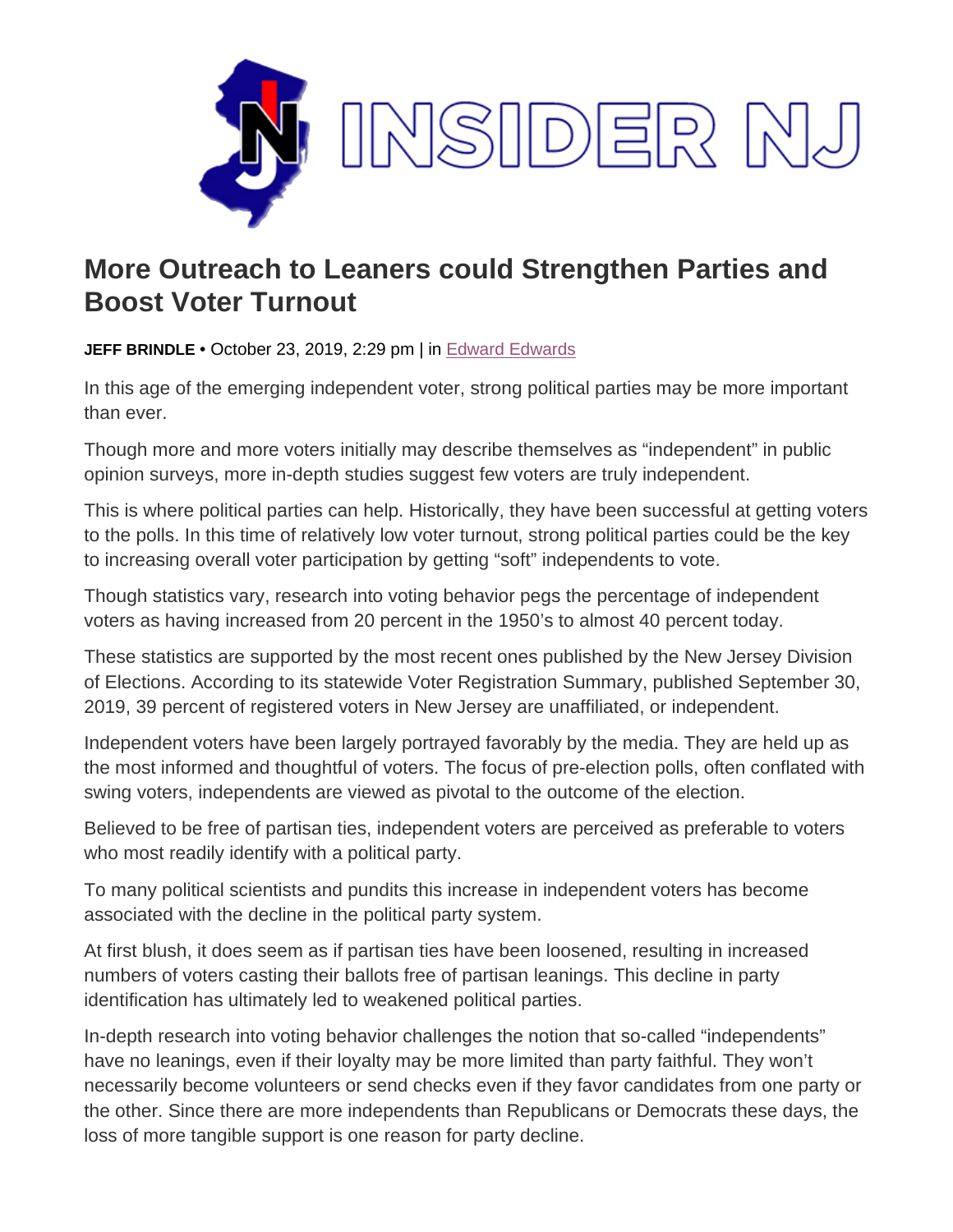# More Outreach to Leaners could Strengthen Parties and Boost Voter Turnout

**JEFF BRINDLE** • October 23, 2019, 2:29 pm | in Edward Edwards

In this age of the emerging independent voter, strong political parties may be more important than ever.

Though more and more voters initially may describe themselves as "independent" in public opinion surveys, more in-depth studies suggest few voters are truly independent.

This is where political parties can help. Historically, they have been successful at getting voters to the polls. In this time of relatively low voter turnout, strong political parties could be the key to increasing overall voter participation by getting "soft" independents to vote.

Though statistics vary, research into voting behavior pegs the percentage of independent voters as having increased from 20 percent in the 1950's to almost 40 percent today.

These statistics are supported by the most recent ones published by the New Jersey Division of Elections. According to its statewide Voter Registration Summary, published September 30, 2019, 39 percent of registered voters in New Jersey are unaffiliated, or independent.

Independent voters have been largely portrayed favorably by the media. They are held up as the most informed and thoughtful of voters. The focus of pre-election polls, often conflated with swing voters, independents are viewed as pivotal to the outcome of the election.

Believed to be free of partisan ties, independent voters are perceived as preferable to voters who most readily identify with a political party.

To many political scientists and pundits this increase in independent voters has become associated with the decline in the political party system.

At first blush, it does seem as if partisan ties have been loosened, resulting in increased numbers of voters casting their ballots free of partisan leanings. This decline in party identification has ultimately led to weakened political parties.

In-depth research into voting behavior challenges the notion that so-called "independents" have no leanings, even if their loyalty may be more limited than party faithful. They won't necessarily become volunteers or send checks even if they favor candidates from one party or the other. Since there are more independents than Republicans or Democrats these days, the loss of more tangible support is one reason for party decline.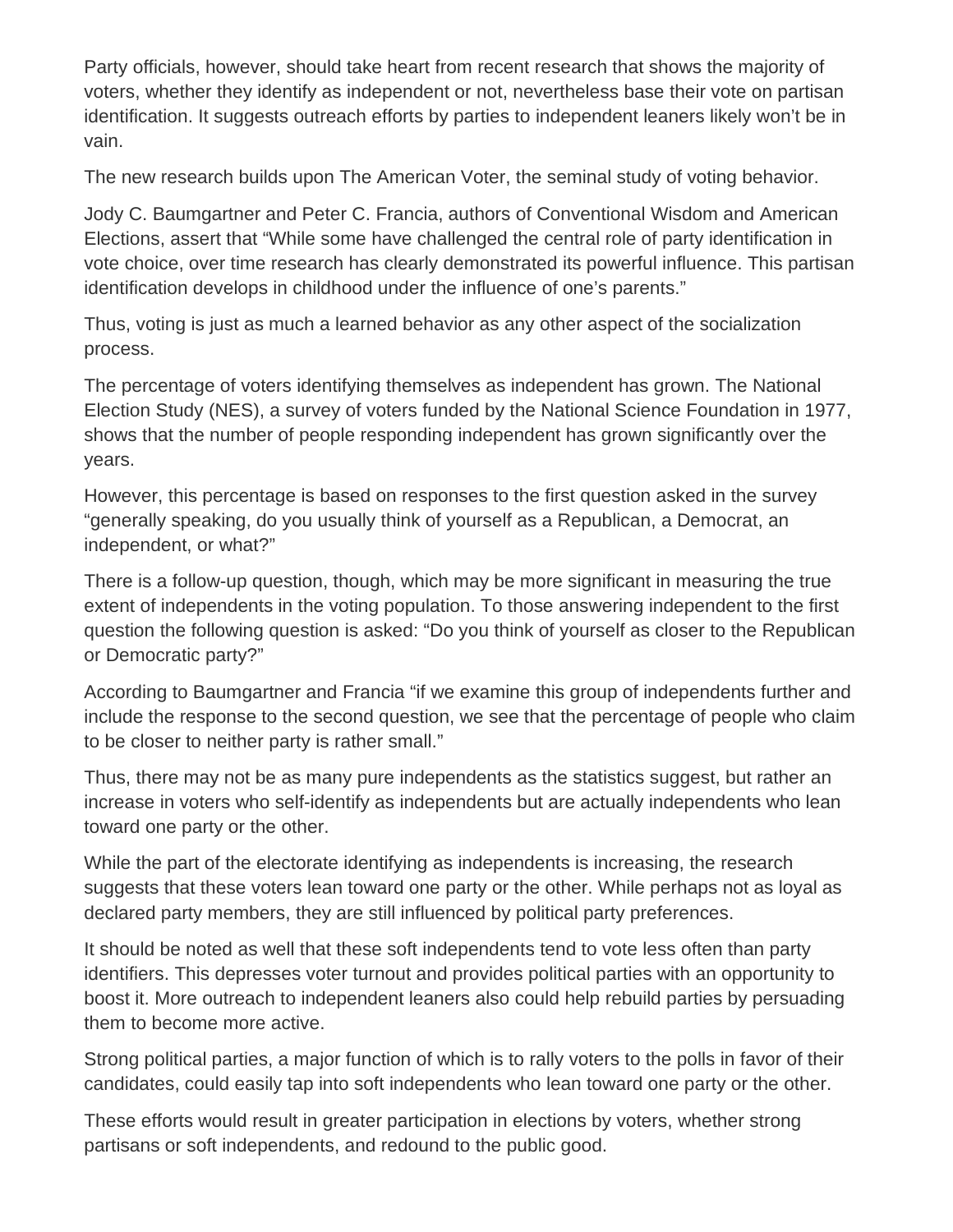Party officials, however, should take heart from recent research that shows the majority of voters, whether they identify as independent or not, nevertheless base their vote on partisan identification. It suggests outreach efforts by parties to independent leaners likely won't be in vain.

The new research builds upon The American Voter, the seminal study of voting behavior.

Jody C. Baumgartner and Peter C. Francia, authors of Conventional Wisdom and American Elections, assert that "While some have challenged the central role of party identification in vote choice, over time research has clearly demonstrated its powerful influence. This partisan identification develops in childhood under the influence of one's parents."

Thus, voting is just as much a learned behavior as any other aspect of the socialization process.

The percentage of voters identifying themselves as independent has grown. The National Election Study (NES), a survey of voters funded by the National Science Foundation in 1977, shows that the number of people responding independent has grown significantly over the years.

However, this percentage is based on responses to the first question asked in the survey "generally speaking, do you usually think of yourself as a Republican, a Democrat, an independent, or what?"

There is a follow-up question, though, which may be more significant in measuring the true extent of independents in the voting population. To those answering independent to the first question the following question is asked: "Do you think of yourself as closer to the Republican or Democratic party?"

According to Baumgartner and Francia "if we examine this group of independents further and include the response to the second question, we see that the percentage of people who claim to be closer to neither party is rather small."

Thus, there may not be as many pure independents as the statistics suggest, but rather an increase in voters who self-identify as independents but are actually independents who lean toward one party or the other.

While the part of the electorate identifying as independents is increasing, the research suggests that these voters lean toward one party or the other. While perhaps not as loyal as declared party members, they are still influenced by political party preferences.

It should be noted as well that these soft independents tend to vote less often than party identifiers. This depresses voter turnout and provides political parties with an opportunity to boost it. More outreach to independent leaners also could help rebuild parties by persuading them to become more active.

Strong political parties, a major function of which is to rally voters to the polls in favor of their candidates, could easily tap into soft independents who lean toward one party or the other.

These efforts would result in greater participation in elections by voters, whether strong partisans or soft independents, and redound to the public good.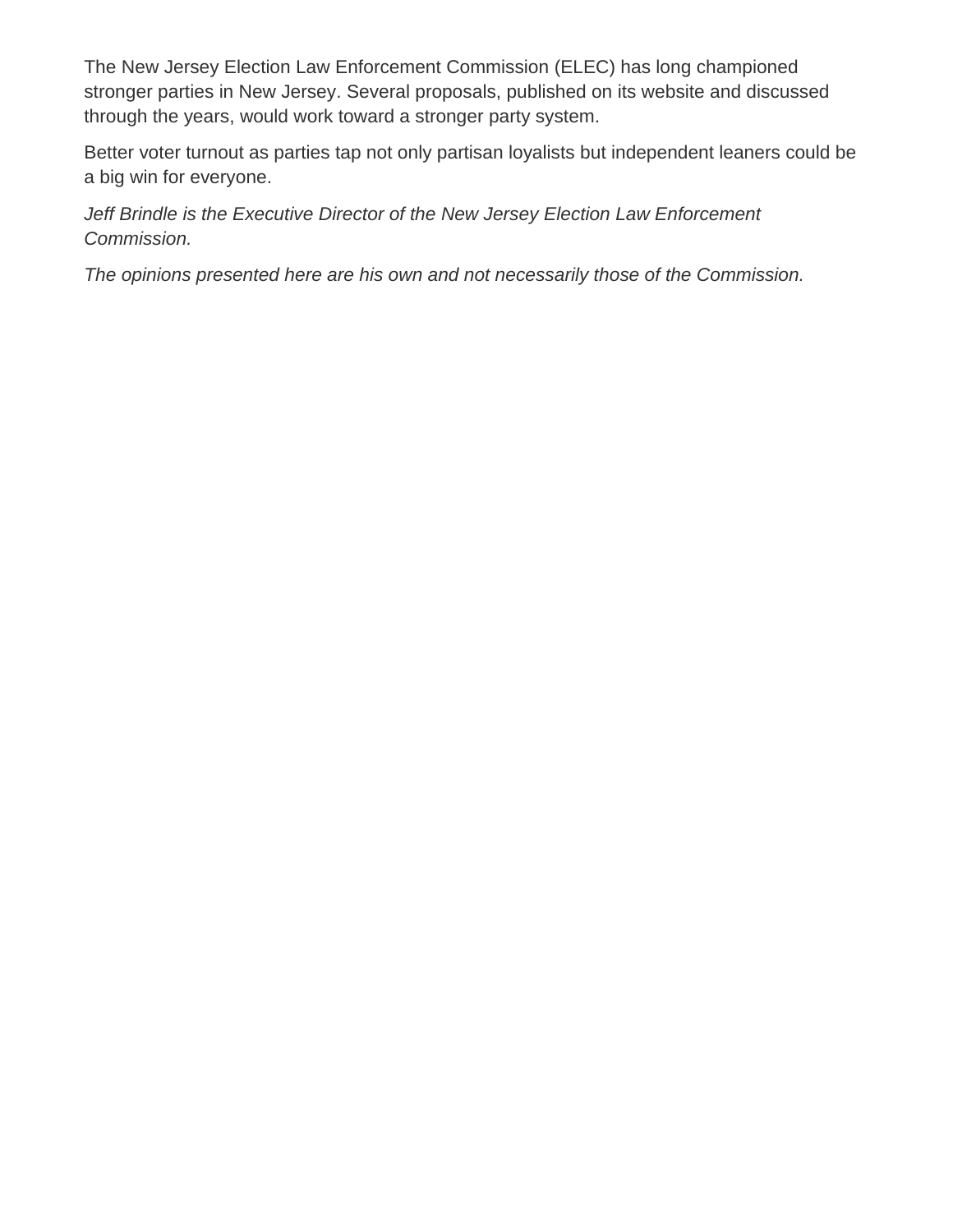The New Jersey Election Law Enforcement Commission (ELEC) has long championed stronger parties in New Jersey. Several proposals, published on its website and discussed through the years, would work toward a stronger party system.

Better voter turnout as parties tap not only partisan loyalists but independent leaners could be a big win for everyone.

*Jeff Brindle is the Executive Director of the New Jersey Election Law Enforcement Commission.*

*The opinions presented here are his own and not necessarily those of the Commission.*